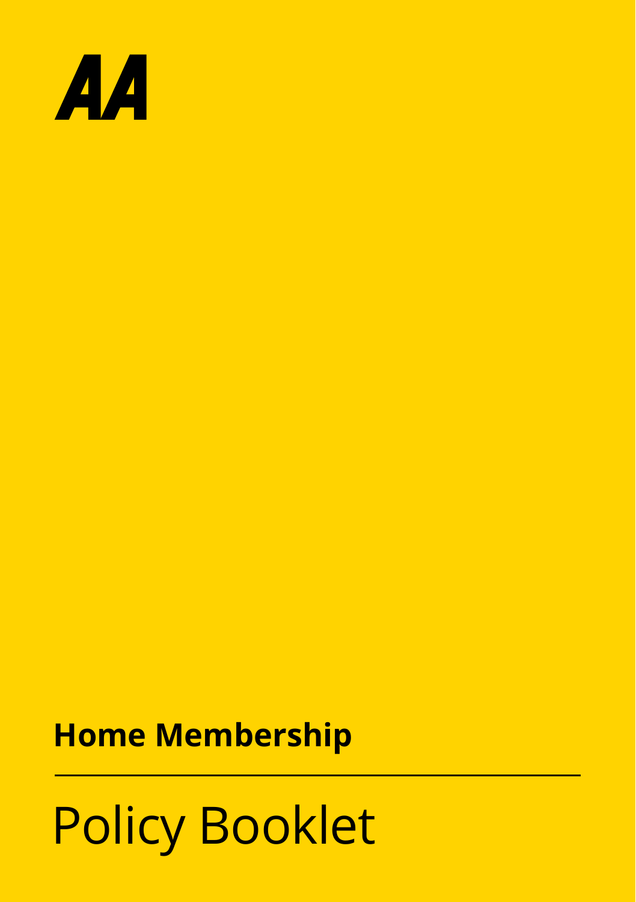AA

# Home Membership

## Policy Booklet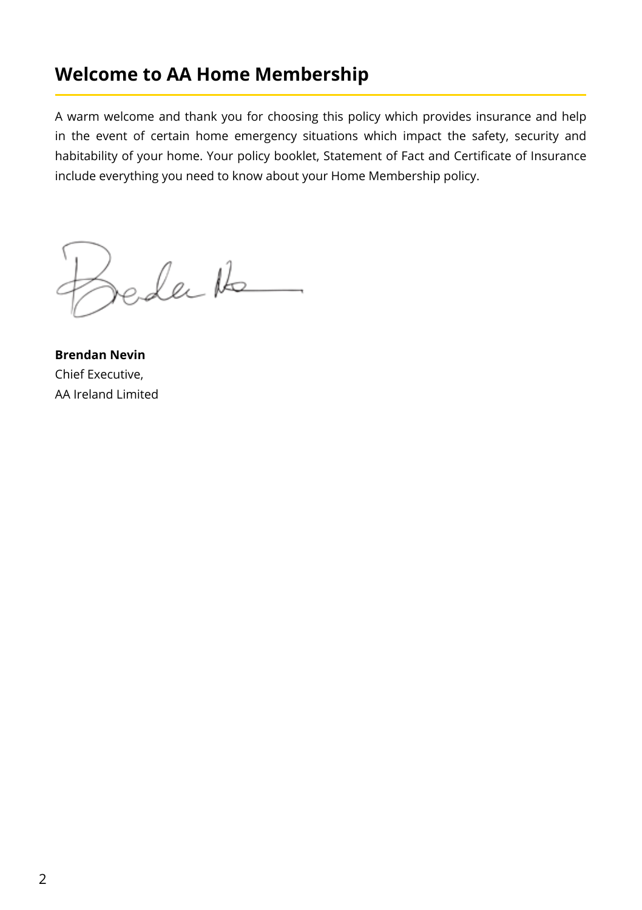## Welcome to AA Home Membership

A warm welcome and thank you for choosing this policy which provides insurance and help in the event of certain home emergency situations which impact the safety, security and habitability of your home. Your policy booklet, Statement of Fact and Certificate of Insurance include everything you need to know about your Home Membership policy.

**Brendan Nevin**
Chief Executive,
AA Ireland Limited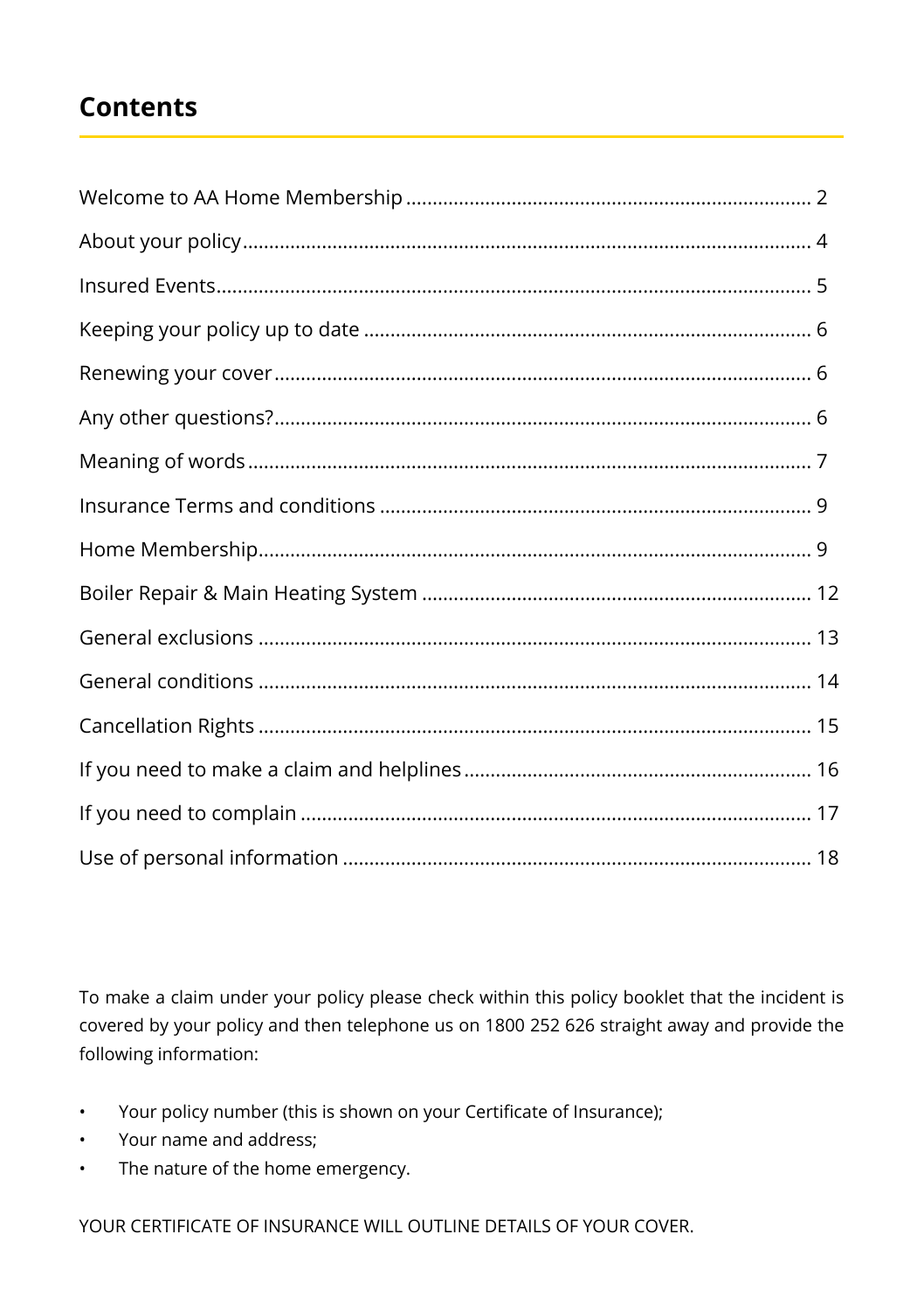## Contents

| | |
|---|---|
| Welcome to AA Home Membership | 2 |
| About your policy | 4 |
| Insured Events | 5 |
| Keeping your policy up to date | 6 |
| Renewing your cover | 6 |
| Any other questions? | 6 |
| Meaning of words | 7 |
| Insurance Terms and conditions | 9 |
| Home Membership | 9 |
| Boiler Repair & Main Heating System | 12 |
| General exclusions | 13 |
| General conditions | 14 |
| Cancellation Rights | 15 |
| If you need to make a claim and helplines | 16 |
| If you need to complain | 17 |
| Use of personal information | 18 |

To make a claim under your policy please check within this policy booklet that the incident is covered by your policy and then telephone us on 1800 252 626 straight away and provide the following information:

- Your policy number (this is shown on your Certificate of Insurance);
- Your name and address;
- The nature of the home emergency.

YOUR CERTIFICATE OF INSURANCE WILL OUTLINE DETAILS OF YOUR COVER.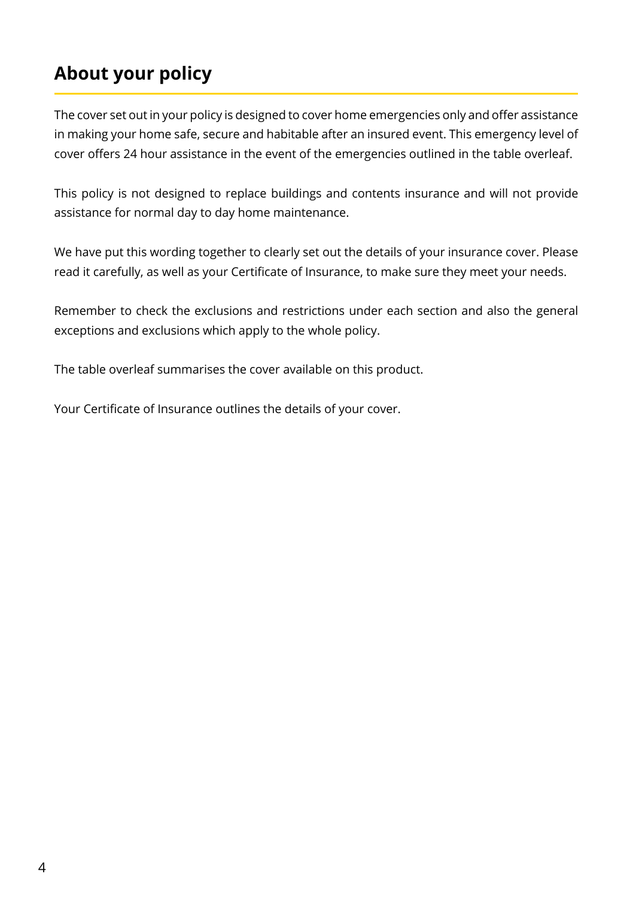## About your policy

The cover set out in your policy is designed to cover home emergencies only and offer assistance in making your home safe, secure and habitable after an insured event. This emergency level of cover offers 24 hour assistance in the event of the emergencies outlined in the table overleaf.

This policy is not designed to replace buildings and contents insurance and will not provide assistance for normal day to day home maintenance.

We have put this wording together to clearly set out the details of your insurance cover. Please read it carefully, as well as your Certificate of Insurance, to make sure they meet your needs.

Remember to check the exclusions and restrictions under each section and also the general exceptions and exclusions which apply to the whole policy.

The table overleaf summarises the cover available on this product.

Your Certificate of Insurance outlines the details of your cover.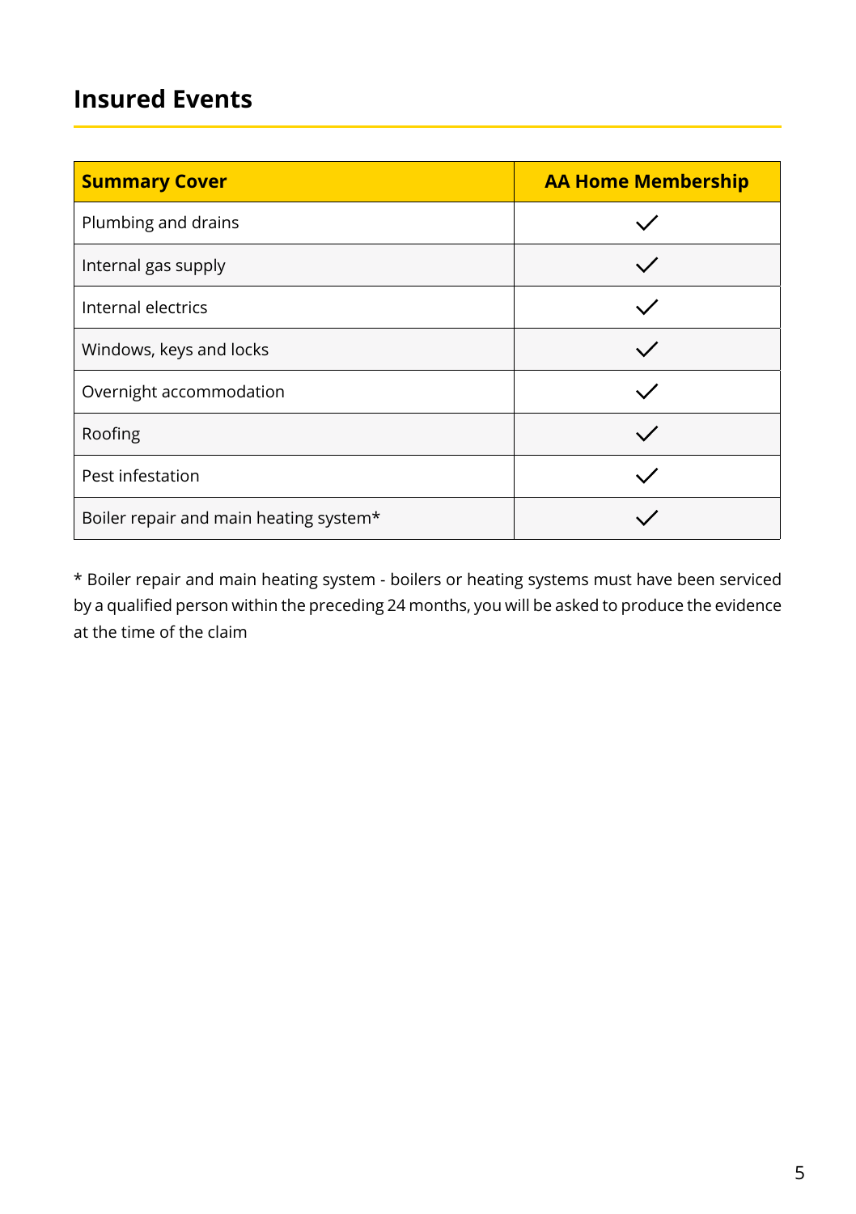## Insured Events

| Summary Cover | AA Home Membership |
| --- | --- |
| Plumbing and drains | ✓ |
| Internal gas supply | ✓ |
| Internal electrics | ✓ |
| Windows, keys and locks | ✓ |
| Overnight accommodation | ✓ |
| Roofing | ✓ |
| Pest infestation | ✓ |
| Boiler repair and main heating system* | ✓ |

* Boiler repair and main heating system - boilers or heating systems must have been serviced by a qualified person within the preceding 24 months, you will be asked to produce the evidence at the time of the claim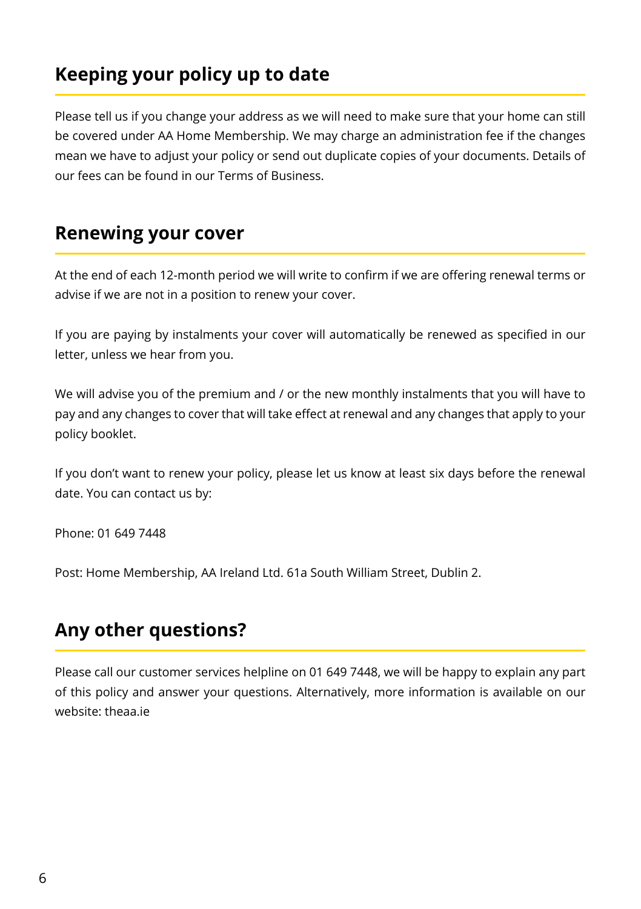## Keeping your policy up to date

Please tell us if you change your address as we will need to make sure that your home can still be covered under AA Home Membership. We may charge an administration fee if the changes mean we have to adjust your policy or send out duplicate copies of your documents. Details of our fees can be found in our Terms of Business.

## Renewing your cover

At the end of each 12-month period we will write to confirm if we are offering renewal terms or advise if we are not in a position to renew your cover.

If you are paying by instalments your cover will automatically be renewed as specified in our letter, unless we hear from you.

We will advise you of the premium and / or the new monthly instalments that you will have to pay and any changes to cover that will take effect at renewal and any changes that apply to your policy booklet.

If you don't want to renew your policy, please let us know at least six days before the renewal date. You can contact us by:

Phone: 01 649 7448

Post: Home Membership, AA Ireland Ltd. 61a South William Street, Dublin 2.

## Any other questions?

Please call our customer services helpline on 01 649 7448, we will be happy to explain any part of this policy and answer your questions. Alternatively, more information is available on our website: theaa.ie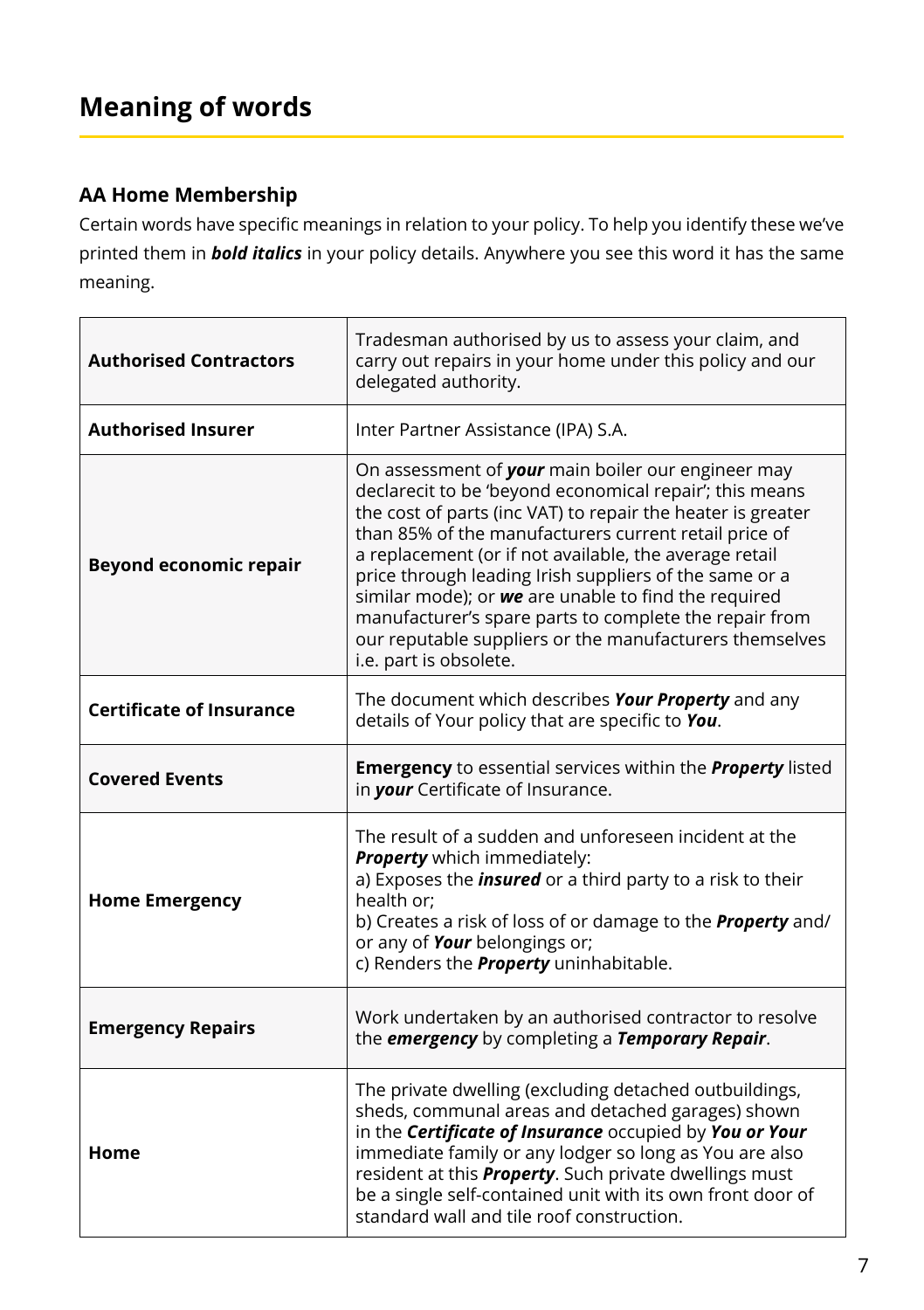# Meaning of words

## AA Home Membership

Certain words have specific meanings in relation to your policy. To help you identify these we've printed them in ***bold italics*** in your policy details. Anywhere you see this word it has the same meaning.

| | |
|---|---|
| **Authorised Contractors** | Tradesman authorised by us to assess your claim, and carry out repairs in your home under this policy and our delegated authority. |
| **Authorised Insurer** | Inter Partner Assistance (IPA) S.A. |
| **Beyond economic repair** | On assessment of ***your*** main boiler our engineer may declarecit to be 'beyond economical repair'; this means the cost of parts (inc VAT) to repair the heater is greater than 85% of the manufacturers current retail price of a replacement (or if not available, the average retail price through leading Irish suppliers of the same or a similar mode); or ***we*** are unable to find the required manufacturer's spare parts to complete the repair from our reputable suppliers or the manufacturers themselves i.e. part is obsolete. |
| **Certificate of Insurance** | The document which describes ***Your Property*** and any details of Your policy that are specific to ***You***. |
| **Covered Events** | **Emergency** to essential services within the ***Property*** listed in ***your*** Certificate of Insurance. |
| **Home Emergency** | The result of a sudden and unforeseen incident at the ***Property*** which immediately:<br>a) Exposes the ***insured*** or a third party to a risk to their health or;<br>b) Creates a risk of loss of or damage to the ***Property*** and/ or any of ***Your*** belongings or;<br>c) Renders the ***Property*** uninhabitable. |
| **Emergency Repairs** | Work undertaken by an authorised contractor to resolve the ***emergency*** by completing a ***Temporary Repair***. |
| **Home** | The private dwelling (excluding detached outbuildings, sheds, communal areas and detached garages) shown in the ***Certificate of Insurance*** occupied by ***You or Your*** immediate family or any lodger so long as You are also resident at this ***Property***. Such private dwellings must be a single self-contained unit with its own front door of standard wall and tile roof construction. |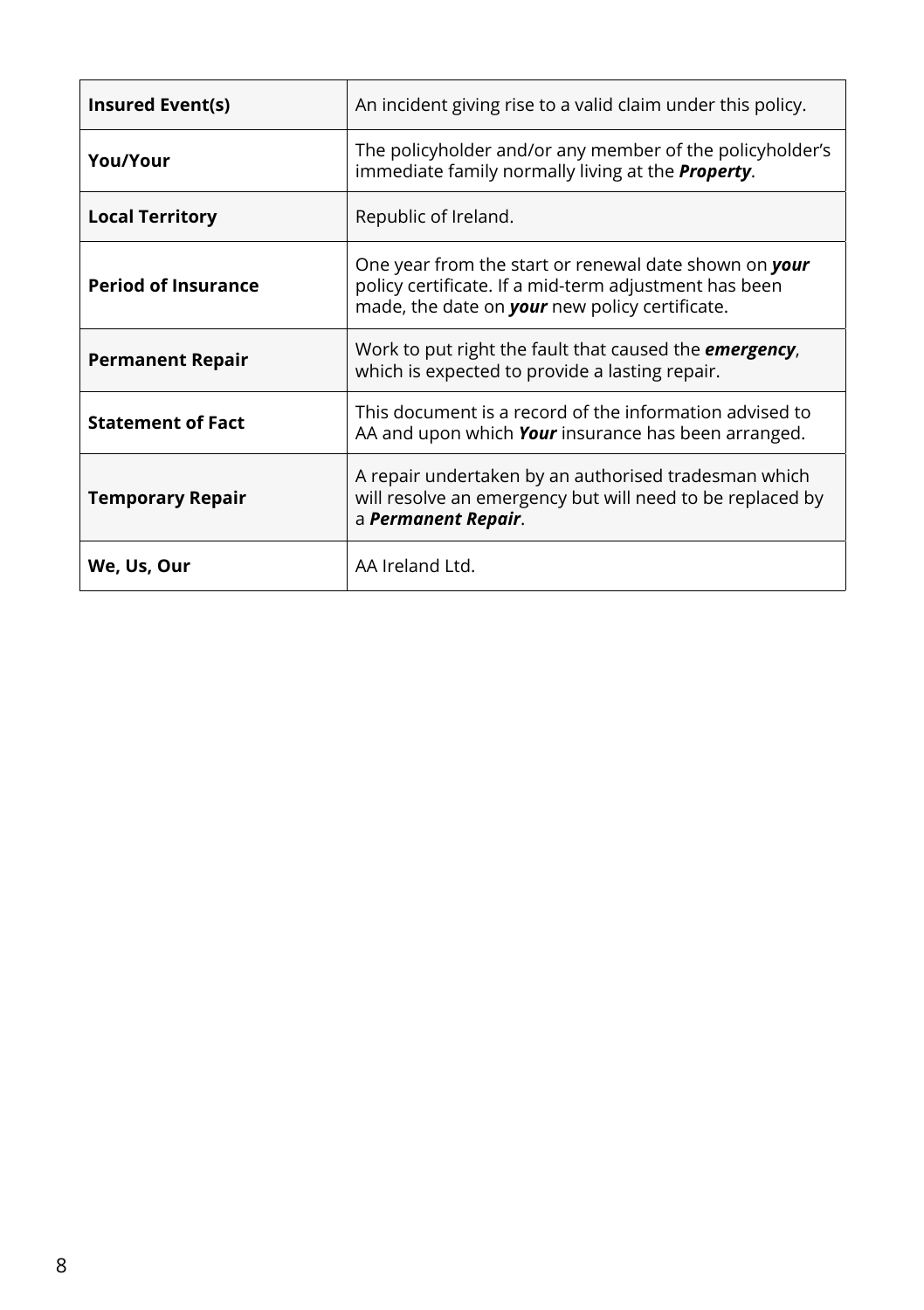| **Insured Event(s)** | An incident giving rise to a valid claim under this policy. |
|---|---|
| **You/Your** | The policyholder and/or any member of the policyholder's immediate family normally living at the ***Property***. |
| **Local Territory** | Republic of Ireland. |
| **Period of Insurance** | One year from the start or renewal date shown on ***your*** policy certificate. If a mid-term adjustment has been made, the date on ***your*** new policy certificate. |
| **Permanent Repair** | Work to put right the fault that caused the ***emergency***, which is expected to provide a lasting repair. |
| **Statement of Fact** | This document is a record of the information advised to AA and upon which ***Your*** insurance has been arranged. |
| **Temporary Repair** | A repair undertaken by an authorised tradesman which will resolve an emergency but will need to be replaced by a ***Permanent Repair***. |
| **We, Us, Our** | AA Ireland Ltd. |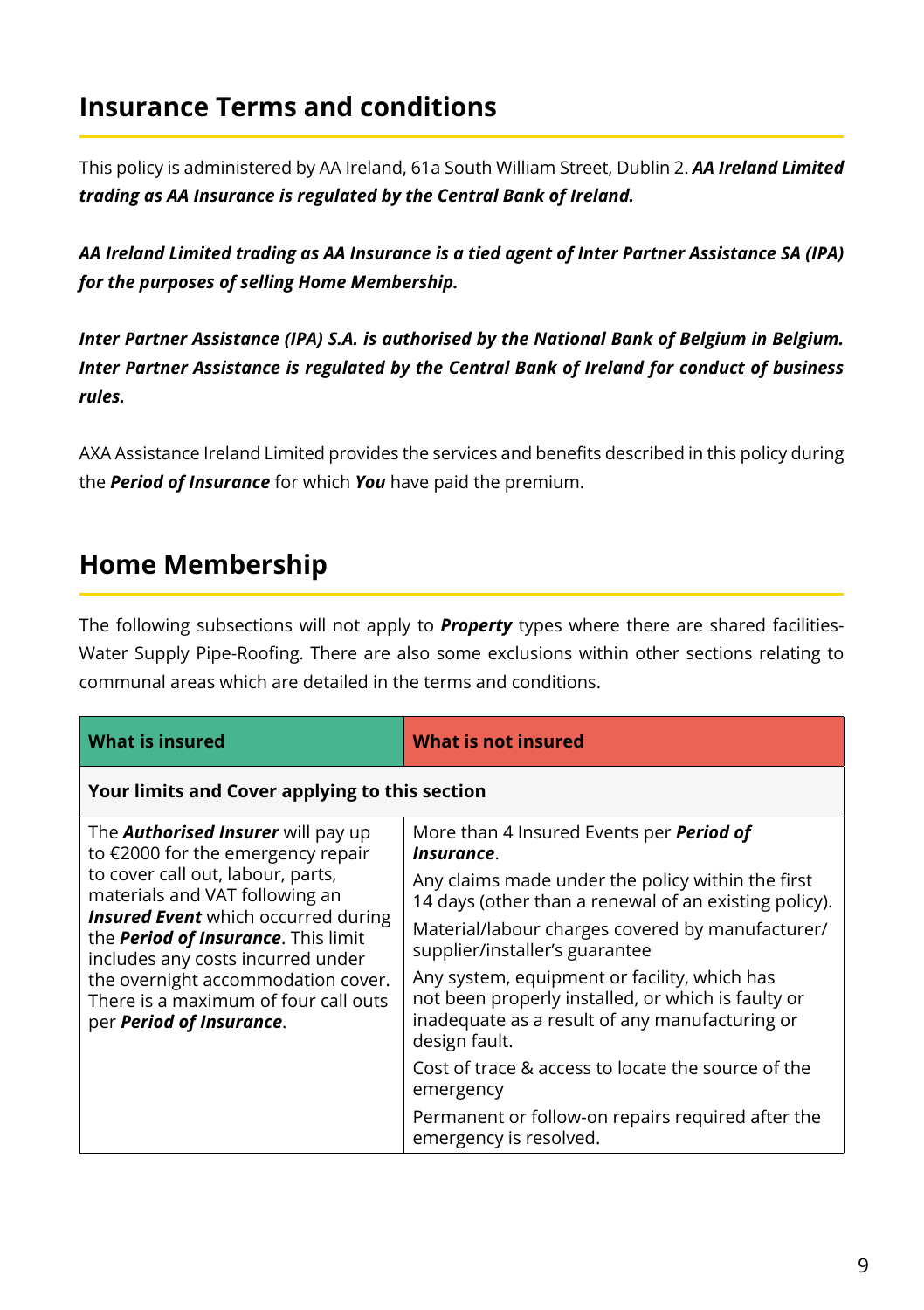## Insurance Terms and conditions

This policy is administered by AA Ireland, 61a South William Street, Dublin 2. ***AA Ireland Limited trading as AA Insurance is regulated by the Central Bank of Ireland.***

***AA Ireland Limited trading as AA Insurance is a tied agent of Inter Partner Assistance SA (IPA) for the purposes of selling Home Membership.***

***Inter Partner Assistance (IPA) S.A. is authorised by the National Bank of Belgium in Belgium. Inter Partner Assistance is regulated by the Central Bank of Ireland for conduct of business rules.***

AXA Assistance Ireland Limited provides the services and benefits described in this policy during the ***Period of Insurance*** for which ***You*** have paid the premium.

## Home Membership

The following subsections will not apply to ***Property*** types where there are shared facilities- Water Supply Pipe-Roofing. There are also some exclusions within other sections relating to communal areas which are detailed in the terms and conditions.

| What is insured | What is not insured |
|---|---|
| **Your limits and Cover applying to this section** | |
| The ***Authorised Insurer*** will pay up to €2000 for the emergency repair to cover call out, labour, parts, materials and VAT following an ***Insured Event*** which occurred during the ***Period of Insurance***. This limit includes any costs incurred under the overnight accommodation cover. There is a maximum of four call outs per ***Period of Insurance***. | More than 4 Insured Events per ***Period of Insurance***.<br>Any claims made under the policy within the first 14 days (other than a renewal of an existing policy).<br>Material/labour charges covered by manufacturer/ supplier/installer's guarantee<br>Any system, equipment or facility, which has not been properly installed, or which is faulty or inadequate as a result of any manufacturing or design fault.<br>Cost of trace & access to locate the source of the emergency<br>Permanent or follow-on repairs required after the emergency is resolved. |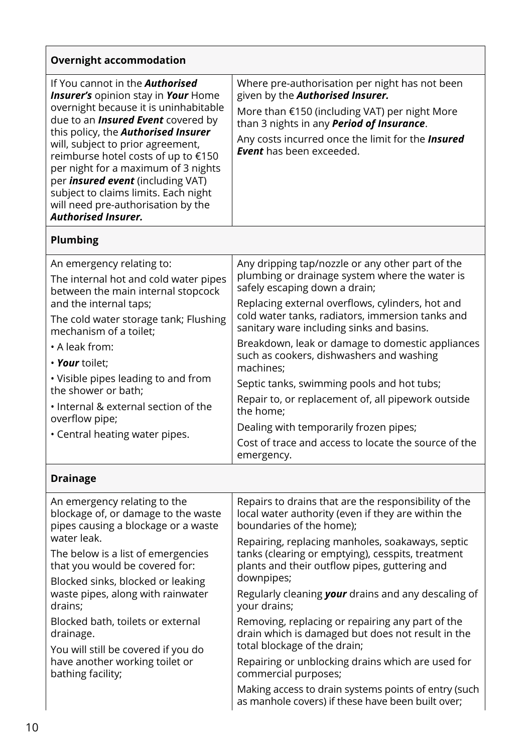| **Overnight accommodation** | |
|---|---|
| If You cannot in the ***Authorised Insurer's*** opinion stay in ***Your*** Home overnight because it is uninhabitable due to an ***Insured Event*** covered by this policy, the ***Authorised Insurer*** will, subject to prior agreement, reimburse hotel costs of up to €150 per night for a maximum of 3 nights per ***insured event*** (including VAT) subject to claims limits. Each night will need pre-authorisation by the ***Authorised Insurer.*** | Where pre-authorisation per night has not been given by the ***Authorised Insurer.*** <br> More than €150 (including VAT) per night More than 3 nights in any ***Period of Insurance***. <br> Any costs incurred once the limit for the ***Insured Event*** has been exceeded. |
| **Plumbing** | |
| An emergency relating to: <br> The internal hot and cold water pipes between the main internal stopcock and the internal taps; <br> The cold water storage tank; Flushing mechanism of a toilet; <br> • A leak from: <br> • ***Your*** toilet; <br> • Visible pipes leading to and from the shower or bath; <br> • Internal & external section of the overflow pipe; <br> • Central heating water pipes. | Any dripping tap/nozzle or any other part of the plumbing or drainage system where the water is safely escaping down a drain; <br> Replacing external overflows, cylinders, hot and cold water tanks, radiators, immersion tanks and sanitary ware including sinks and basins. <br> Breakdown, leak or damage to domestic appliances such as cookers, dishwashers and washing machines; <br> Septic tanks, swimming pools and hot tubs; <br> Repair to, or replacement of, all pipework outside the home; <br> Dealing with temporarily frozen pipes; <br> Cost of trace and access to locate the source of the emergency. |
| **Drainage** | |
| An emergency relating to the blockage of, or damage to the waste pipes causing a blockage or a waste water leak. <br> The below is a list of emergencies that you would be covered for: <br> Blocked sinks, blocked or leaking waste pipes, along with rainwater drains; <br> Blocked bath, toilets or external drainage. <br> You will still be covered if you do have another working toilet or bathing facility; | Repairs to drains that are the responsibility of the local water authority (even if they are within the boundaries of the home); <br> Repairing, replacing manholes, soakaways, septic tanks (clearing or emptying), cesspits, treatment plants and their outflow pipes, guttering and downpipes; <br> Regularly cleaning ***your*** drains and any descaling of your drains; <br> Removing, replacing or repairing any part of the drain which is damaged but does not result in the total blockage of the drain; <br> Repairing or unblocking drains which are used for commercial purposes; <br> Making access to drain systems points of entry (such as manhole covers) if these have been built over; |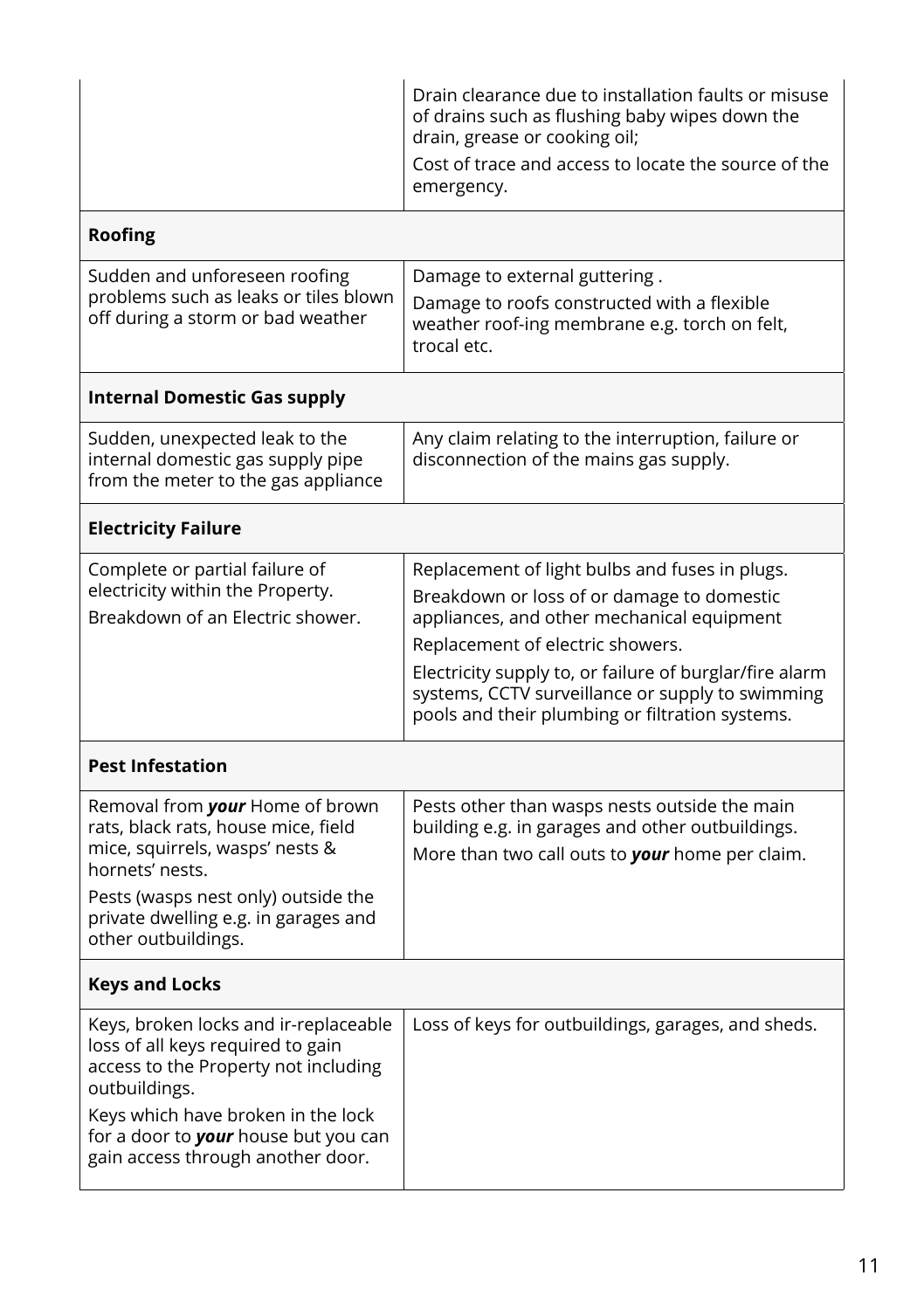| | |
|---|---|
| | Drain clearance due to installation faults or misuse of drains such as flushing baby wipes down the drain, grease or cooking oil;<br>Cost of trace and access to locate the source of the emergency. |
| **Roofing** | |
| Sudden and unforeseen roofing problems such as leaks or tiles blown off during a storm or bad weather | Damage to external guttering .<br>Damage to roofs constructed with a flexible weather roof-ing membrane e.g. torch on felt, trocal etc. |
| **Internal Domestic Gas supply** | |
| Sudden, unexpected leak to the internal domestic gas supply pipe from the meter to the gas appliance | Any claim relating to the interruption, failure or disconnection of the mains gas supply. |
| **Electricity Failure** | |
| Complete or partial failure of electricity within the Property.<br>Breakdown of an Electric shower. | Replacement of light bulbs and fuses in plugs.<br>Breakdown or loss of or damage to domestic appliances, and other mechanical equipment<br>Replacement of electric showers.<br>Electricity supply to, or failure of burglar/fire alarm systems, CCTV surveillance or supply to swimming pools and their plumbing or filtration systems. |
| **Pest Infestation** | |
| Removal from ***your*** Home of brown rats, black rats, house mice, field mice, squirrels, wasps' nests & hornets' nests.<br>Pests (wasps nest only) outside the private dwelling e.g. in garages and other outbuildings. | Pests other than wasps nests outside the main building e.g. in garages and other outbuildings.<br>More than two call outs to ***your*** home per claim. |
| **Keys and Locks** | |
| Keys, broken locks and ir-replaceable loss of all keys required to gain access to the Property not including outbuildings.<br>Keys which have broken in the lock for a door to ***your*** house but you can gain access through another door. | Loss of keys for outbuildings, garages, and sheds. |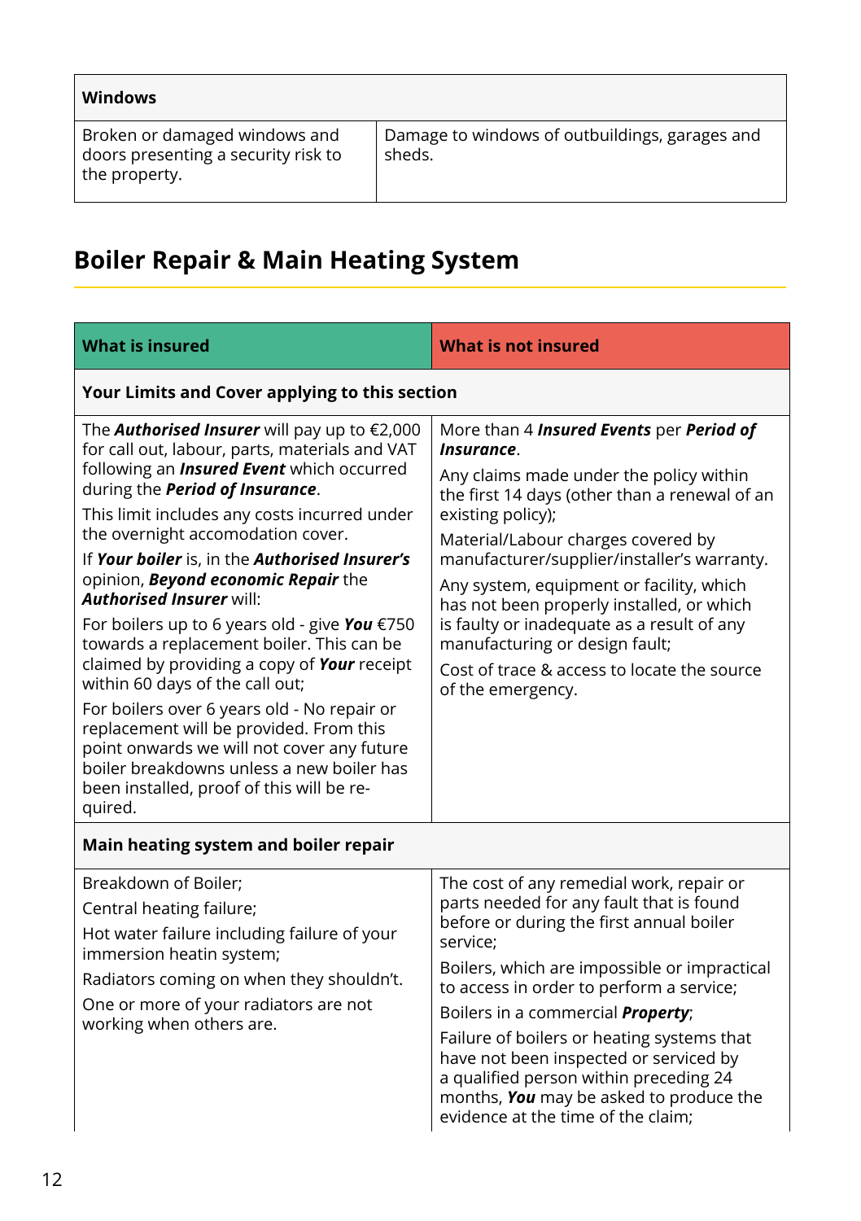| Windows | |
|---|---|
| Broken or damaged windows and doors presenting a security risk to the property. | Damage to windows of outbuildings, garages and sheds. |

## Boiler Repair & Main Heating System

| What is insured | What is not insured |
|---|---|
| **Your Limits and Cover applying to this section** | |
| The ***Authorised Insurer*** will pay up to €2,000 for call out, labour, parts, materials and VAT following an ***Insured Event*** which occurred during the ***Period of Insurance***.<br><br>This limit includes any costs incurred under the overnight accomodation cover.<br><br>If ***Your boiler*** is, in the ***Authorised Insurer's*** opinion, ***Beyond economic Repair*** the ***Authorised Insurer*** will:<br><br>For boilers up to 6 years old - give ***You*** €750 towards a replacement boiler. This can be claimed by providing a copy of ***Your*** receipt within 60 days of the call out;<br><br>For boilers over 6 years old - No repair or replacement will be provided. From this point onwards we will not cover any future boiler breakdowns unless a new boiler has been installed, proof of this will be re-quired. | More than 4 ***Insured Events*** per ***Period of Insurance***.<br><br>Any claims made under the policy within the first 14 days (other than a renewal of an existing policy);<br><br>Material/Labour charges covered by manufacturer/supplier/installer's warranty.<br><br>Any system, equipment or facility, which has not been properly installed, or which is faulty or inadequate as a result of any manufacturing or design fault;<br><br>Cost of trace & access to locate the source of the emergency. |
| **Main heating system and boiler repair** | |
| Breakdown of Boiler;<br><br>Central heating failure;<br><br>Hot water failure including failure of your immersion heatin system;<br><br>Radiators coming on when they shouldn't.<br><br>One or more of your radiators are not working when others are. | The cost of any remedial work, repair or parts needed for any fault that is found before or during the first annual boiler service;<br><br>Boilers, which are impossible or impractical to access in order to perform a service;<br><br>Boilers in a commercial ***Property***;<br><br>Failure of boilers or heating systems that have not been inspected or serviced by a qualified person within preceding 24 months, ***You*** may be asked to produce the evidence at the time of the claim; |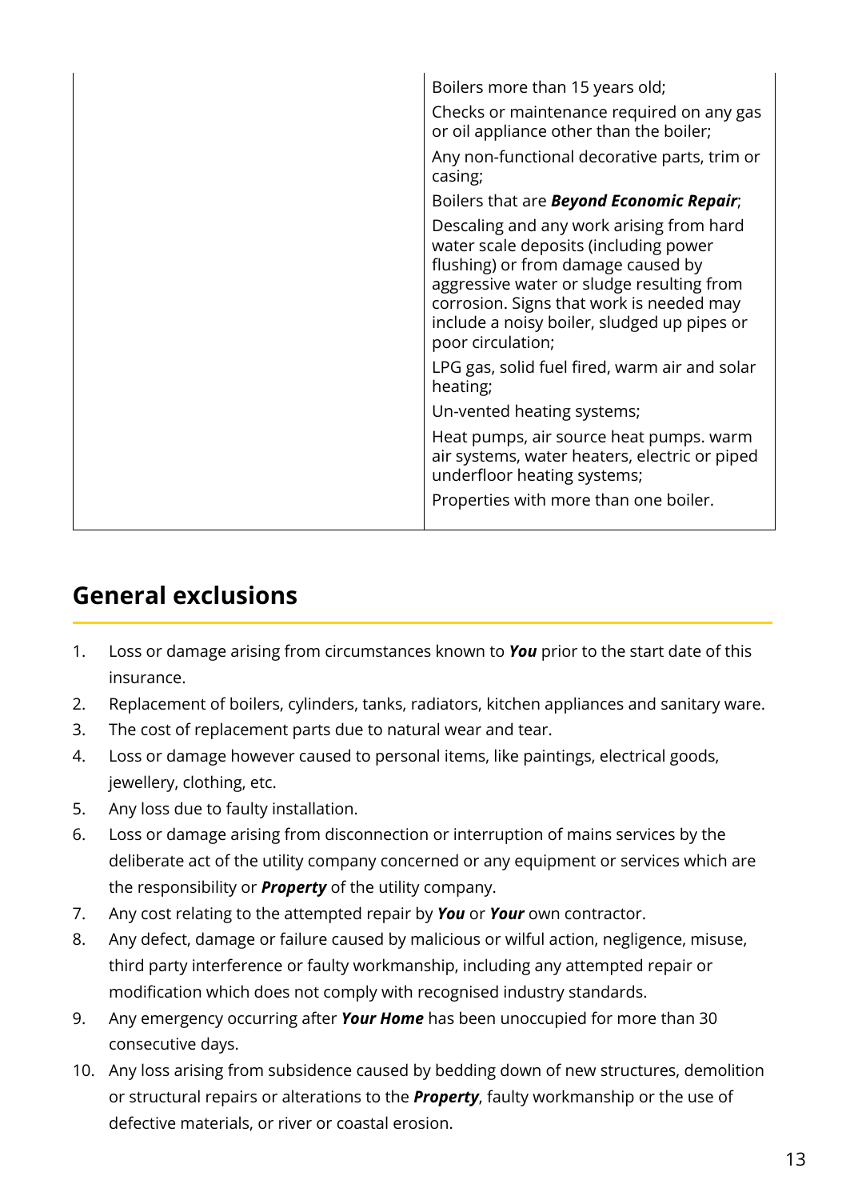| | |
|---|---|
| | Boilers more than 15 years old;<br>Checks or maintenance required on any gas or oil appliance other than the boiler;<br>Any non-functional decorative parts, trim or casing;<br>Boilers that are ***Beyond Economic Repair***;<br>Descaling and any work arising from hard water scale deposits (including power flushing) or from damage caused by aggressive water or sludge resulting from corrosion. Signs that work is needed may include a noisy boiler, sludged up pipes or poor circulation;<br>LPG gas, solid fuel fired, warm air and solar heating;<br>Un-vented heating systems;<br>Heat pumps, air source heat pumps. warm air systems, water heaters, electric or piped underfloor heating systems;<br>Properties with more than one boiler. |

## General exclusions

1. Loss or damage arising from circumstances known to ***You*** prior to the start date of this insurance.
2. Replacement of boilers, cylinders, tanks, radiators, kitchen appliances and sanitary ware.
3. The cost of replacement parts due to natural wear and tear.
4. Loss or damage however caused to personal items, like paintings, electrical goods, jewellery, clothing, etc.
5. Any loss due to faulty installation.
6. Loss or damage arising from disconnection or interruption of mains services by the deliberate act of the utility company concerned or any equipment or services which are the responsibility or ***Property*** of the utility company.
7. Any cost relating to the attempted repair by ***You*** or ***Your*** own contractor.
8. Any defect, damage or failure caused by malicious or wilful action, negligence, misuse, third party interference or faulty workmanship, including any attempted repair or modification which does not comply with recognised industry standards.
9. Any emergency occurring after ***Your Home*** has been unoccupied for more than 30 consecutive days.
10. Any loss arising from subsidence caused by bedding down of new structures, demolition or structural repairs or alterations to the ***Property***, faulty workmanship or the use of defective materials, or river or coastal erosion.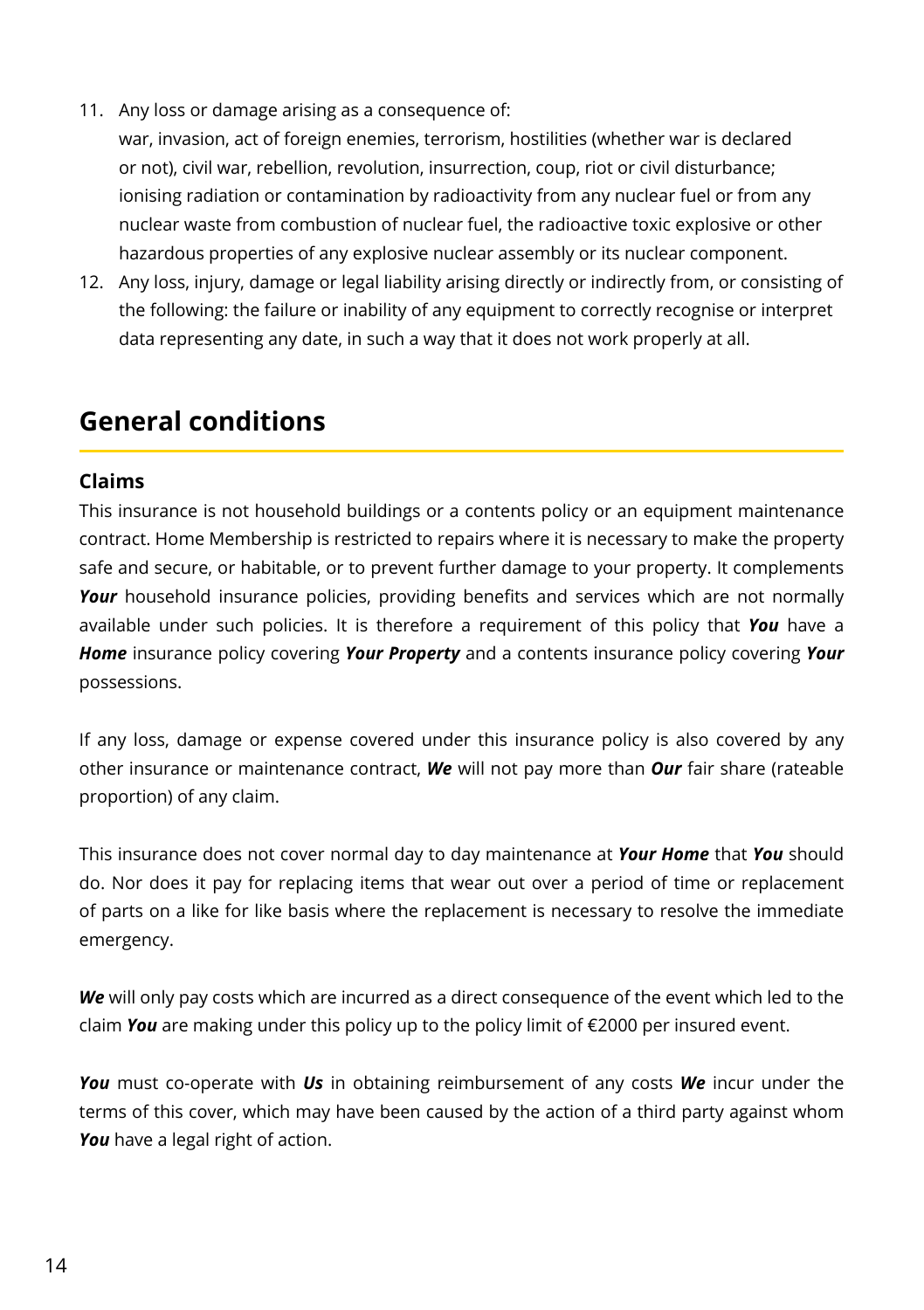11. Any loss or damage arising as a consequence of:
    war, invasion, act of foreign enemies, terrorism, hostilities (whether war is declared or not), civil war, rebellion, revolution, insurrection, coup, riot or civil disturbance; ionising radiation or contamination by radioactivity from any nuclear fuel or from any nuclear waste from combustion of nuclear fuel, the radioactive toxic explosive or other hazardous properties of any explosive nuclear assembly or its nuclear component.
12. Any loss, injury, damage or legal liability arising directly or indirectly from, or consisting of the following: the failure or inability of any equipment to correctly recognise or interpret data representing any date, in such a way that it does not work properly at all.

## General conditions

### Claims

This insurance is not household buildings or a contents policy or an equipment maintenance contract. Home Membership is restricted to repairs where it is necessary to make the property safe and secure, or habitable, or to prevent further damage to your property. It complements ***Your*** household insurance policies, providing benefits and services which are not normally available under such policies. It is therefore a requirement of this policy that ***You*** have a ***Home*** insurance policy covering ***Your Property*** and a contents insurance policy covering ***Your*** possessions.

If any loss, damage or expense covered under this insurance policy is also covered by any other insurance or maintenance contract, ***We*** will not pay more than ***Our*** fair share (rateable proportion) of any claim.

This insurance does not cover normal day to day maintenance at ***Your Home*** that ***You*** should do. Nor does it pay for replacing items that wear out over a period of time or replacement of parts on a like for like basis where the replacement is necessary to resolve the immediate emergency.

***We*** will only pay costs which are incurred as a direct consequence of the event which led to the claim ***You*** are making under this policy up to the policy limit of €2000 per insured event.

***You*** must co-operate with ***Us*** in obtaining reimbursement of any costs ***We*** incur under the terms of this cover, which may have been caused by the action of a third party against whom ***You*** have a legal right of action.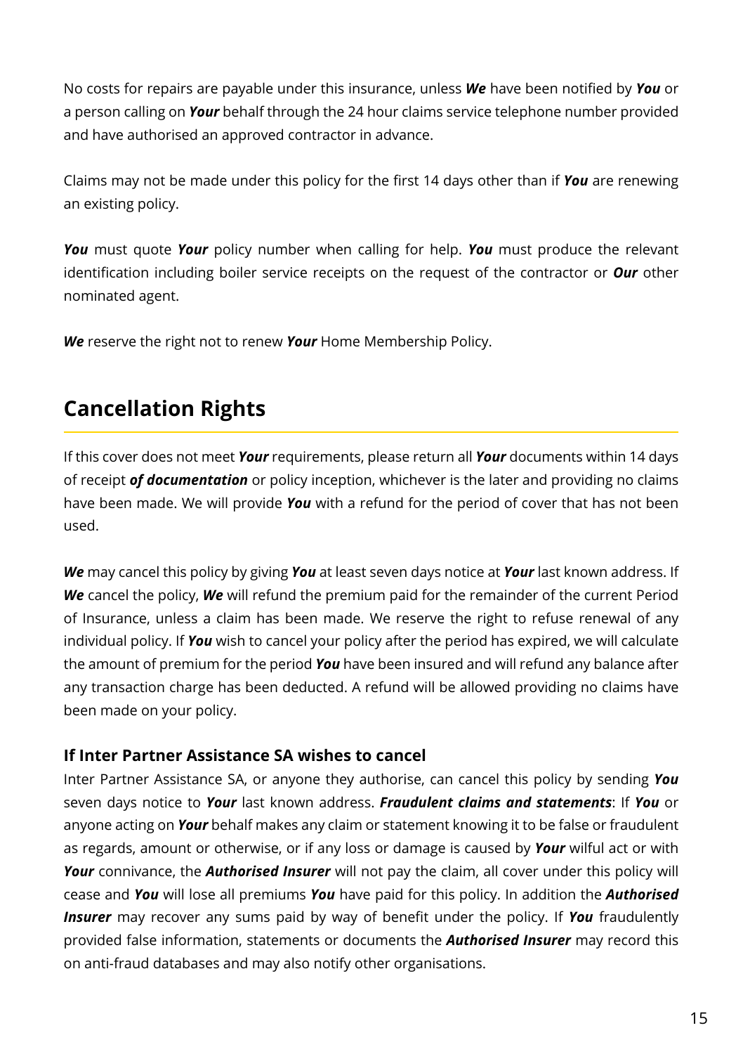No costs for repairs are payable under this insurance, unless ***We*** have been notified by ***You*** or a person calling on ***Your*** behalf through the 24 hour claims service telephone number provided and have authorised an approved contractor in advance.

Claims may not be made under this policy for the first 14 days other than if ***You*** are renewing an existing policy.

***You*** must quote ***Your*** policy number when calling for help. ***You*** must produce the relevant identification including boiler service receipts on the request of the contractor or ***Our*** other nominated agent.

***We*** reserve the right not to renew ***Your*** Home Membership Policy.

## Cancellation Rights

If this cover does not meet ***Your*** requirements, please return all ***Your*** documents within 14 days of receipt ***of documentation*** or policy inception, whichever is the later and providing no claims have been made. We will provide ***You*** with a refund for the period of cover that has not been used.

***We*** may cancel this policy by giving ***You*** at least seven days notice at ***Your*** last known address. If ***We*** cancel the policy, ***We*** will refund the premium paid for the remainder of the current Period of Insurance, unless a claim has been made. We reserve the right to refuse renewal of any individual policy. If ***You*** wish to cancel your policy after the period has expired, we will calculate the amount of premium for the period ***You*** have been insured and will refund any balance after any transaction charge has been deducted. A refund will be allowed providing no claims have been made on your policy.

### If Inter Partner Assistance SA wishes to cancel

Inter Partner Assistance SA, or anyone they authorise, can cancel this policy by sending ***You*** seven days notice to ***Your*** last known address. ***Fraudulent claims and statements***: If ***You*** or anyone acting on ***Your*** behalf makes any claim or statement knowing it to be false or fraudulent as regards, amount or otherwise, or if any loss or damage is caused by ***Your*** wilful act or with ***Your*** connivance, the ***Authorised Insurer*** will not pay the claim, all cover under this policy will cease and ***You*** will lose all premiums ***You*** have paid for this policy. In addition the ***Authorised Insurer*** may recover any sums paid by way of benefit under the policy. If ***You*** fraudulently provided false information, statements or documents the ***Authorised Insurer*** may record this on anti-fraud databases and may also notify other organisations.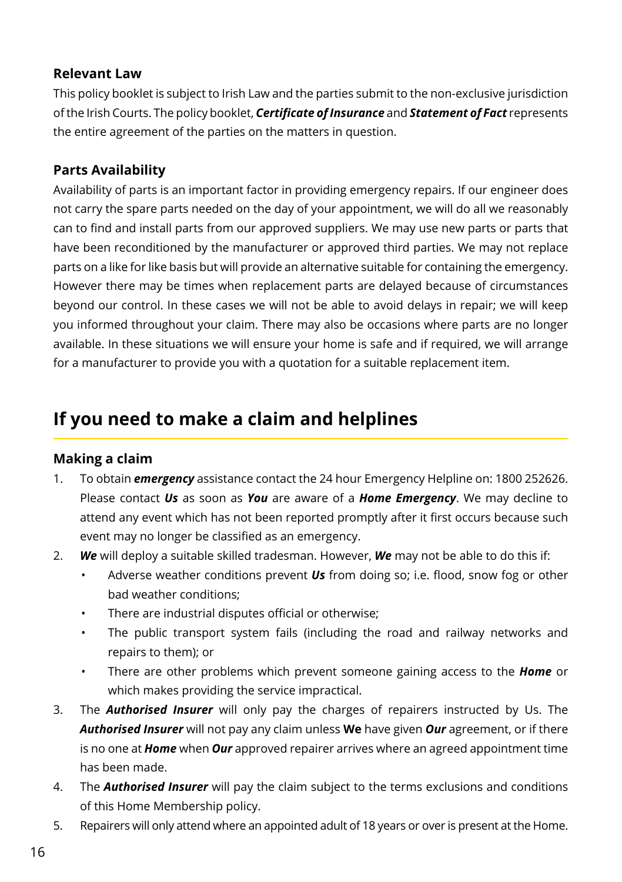### Relevant Law

This policy booklet is subject to Irish Law and the parties submit to the non-exclusive jurisdiction of the Irish Courts. The policy booklet, ***Certificate of Insurance*** and ***Statement of Fact*** represents the entire agreement of the parties on the matters in question.

### Parts Availability

Availability of parts is an important factor in providing emergency repairs. If our engineer does not carry the spare parts needed on the day of your appointment, we will do all we reasonably can to find and install parts from our approved suppliers. We may use new parts or parts that have been reconditioned by the manufacturer or approved third parties. We may not replace parts on a like for like basis but will provide an alternative suitable for containing the emergency. However there may be times when replacement parts are delayed because of circumstances beyond our control. In these cases we will not be able to avoid delays in repair; we will keep you informed throughout your claim. There may also be occasions where parts are no longer available. In these situations we will ensure your home is safe and if required, we will arrange for a manufacturer to provide you with a quotation for a suitable replacement item.

## If you need to make a claim and helplines

### Making a claim

1. To obtain ***emergency*** assistance contact the 24 hour Emergency Helpline on: 1800 252626. Please contact ***Us*** as soon as ***You*** are aware of a ***Home Emergency***. We may decline to attend any event which has not been reported promptly after it first occurs because such event may no longer be classified as an emergency.
2. ***We*** will deploy a suitable skilled tradesman. However, ***We*** may not be able to do this if:
   - Adverse weather conditions prevent ***Us*** from doing so; i.e. flood, snow fog or other bad weather conditions;
   - There are industrial disputes official or otherwise;
   - The public transport system fails (including the road and railway networks and repairs to them); or
   - There are other problems which prevent someone gaining access to the ***Home*** or which makes providing the service impractical.
3. The ***Authorised Insurer*** will only pay the charges of repairers instructed by Us. The ***Authorised Insurer*** will not pay any claim unless **We** have given ***Our*** agreement, or if there is no one at ***Home*** when ***Our*** approved repairer arrives where an agreed appointment time has been made.
4. The ***Authorised Insurer*** will pay the claim subject to the terms exclusions and conditions of this Home Membership policy.
5. Repairers will only attend where an appointed adult of 18 years or over is present at the Home.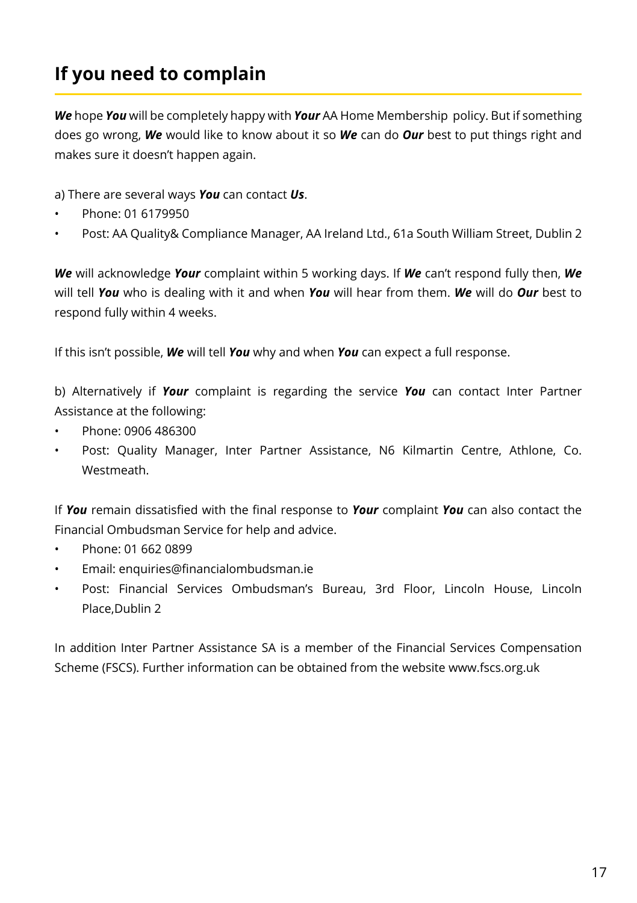# If you need to complain

***We*** hope ***You*** will be completely happy with ***Your*** AA Home Membership policy. But if something does go wrong, ***We*** would like to know about it so ***We*** can do ***Our*** best to put things right and makes sure it doesn't happen again.

a) There are several ways ***You*** can contact ***Us***.

- Phone: 01 6179950
- Post: AA Quality& Compliance Manager, AA Ireland Ltd., 61a South William Street, Dublin 2

***We*** will acknowledge ***Your*** complaint within 5 working days. If ***We*** can't respond fully then, ***We*** will tell ***You*** who is dealing with it and when ***You*** will hear from them. ***We*** will do ***Our*** best to respond fully within 4 weeks.

If this isn't possible, ***We*** will tell ***You*** why and when ***You*** can expect a full response.

b) Alternatively if ***Your*** complaint is regarding the service ***You*** can contact Inter Partner Assistance at the following:

- Phone: 0906 486300
- Post: Quality Manager, Inter Partner Assistance, N6 Kilmartin Centre, Athlone, Co. Westmeath.

If ***You*** remain dissatisfied with the final response to ***Your*** complaint ***You*** can also contact the Financial Ombudsman Service for help and advice.

- Phone: 01 662 0899
- Email: enquiries@financialombudsman.ie
- Post: Financial Services Ombudsman's Bureau, 3rd Floor, Lincoln House, Lincoln Place,Dublin 2

In addition Inter Partner Assistance SA is a member of the Financial Services Compensation Scheme (FSCS). Further information can be obtained from the website www.fscs.org.uk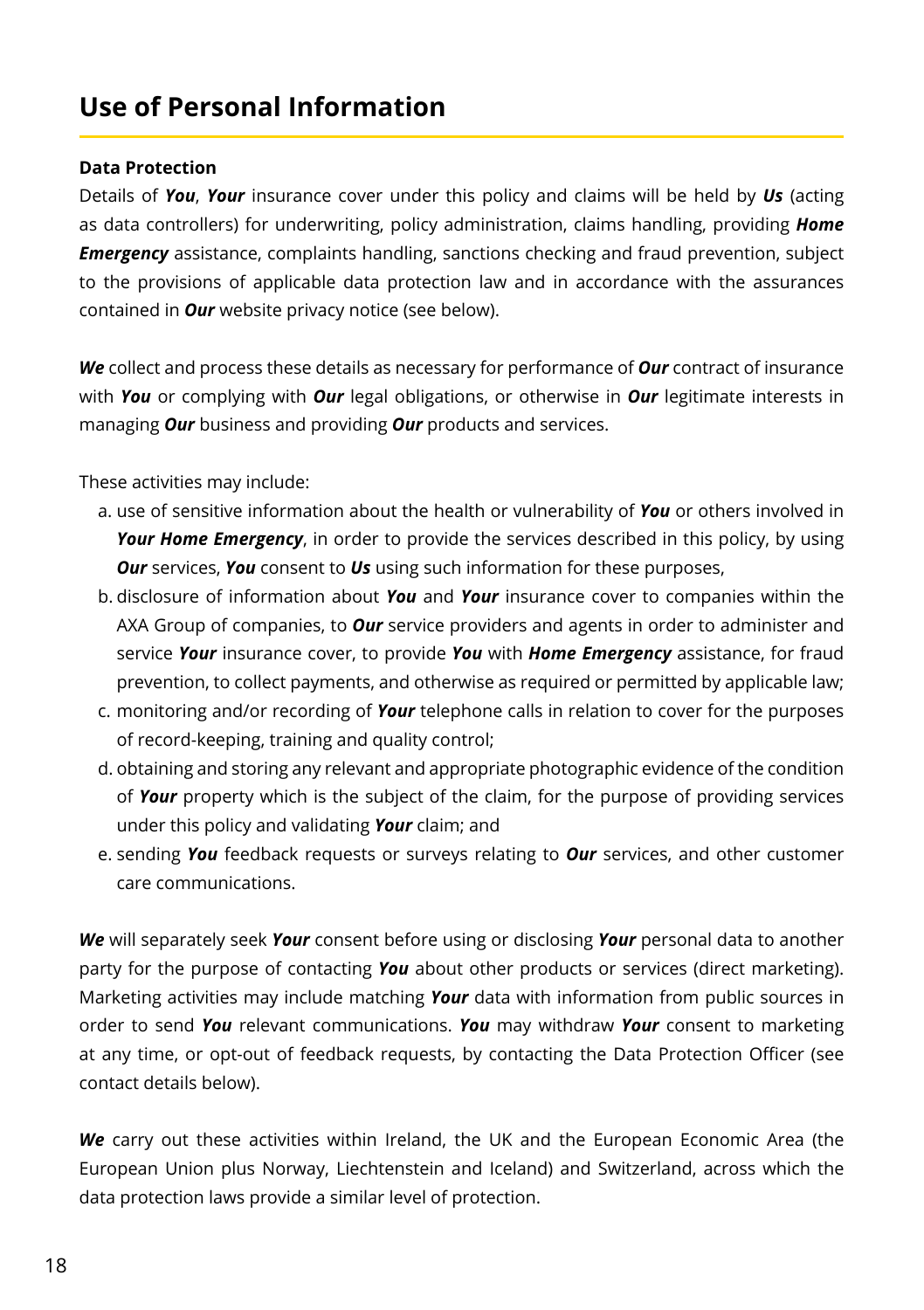# Use of Personal Information

**Data Protection**

Details of ***You***, ***Your*** insurance cover under this policy and claims will be held by ***Us*** (acting as data controllers) for underwriting, policy administration, claims handling, providing ***Home Emergency*** assistance, complaints handling, sanctions checking and fraud prevention, subject to the provisions of applicable data protection law and in accordance with the assurances contained in ***Our*** website privacy notice (see below).

***We*** collect and process these details as necessary for performance of ***Our*** contract of insurance with ***You*** or complying with ***Our*** legal obligations, or otherwise in ***Our*** legitimate interests in managing ***Our*** business and providing ***Our*** products and services.

These activities may include:

a. use of sensitive information about the health or vulnerability of ***You*** or others involved in ***Your Home Emergency***, in order to provide the services described in this policy, by using ***Our*** services, ***You*** consent to ***Us*** using such information for these purposes,
b. disclosure of information about ***You*** and ***Your*** insurance cover to companies within the AXA Group of companies, to ***Our*** service providers and agents in order to administer and service ***Your*** insurance cover, to provide ***You*** with ***Home Emergency*** assistance, for fraud prevention, to collect payments, and otherwise as required or permitted by applicable law;
c. monitoring and/or recording of ***Your*** telephone calls in relation to cover for the purposes of record-keeping, training and quality control;
d. obtaining and storing any relevant and appropriate photographic evidence of the condition of ***Your*** property which is the subject of the claim, for the purpose of providing services under this policy and validating ***Your*** claim; and
e. sending ***You*** feedback requests or surveys relating to ***Our*** services, and other customer care communications.

***We*** will separately seek ***Your*** consent before using or disclosing ***Your*** personal data to another party for the purpose of contacting ***You*** about other products or services (direct marketing). Marketing activities may include matching ***Your*** data with information from public sources in order to send ***You*** relevant communications. ***You*** may withdraw ***Your*** consent to marketing at any time, or opt-out of feedback requests, by contacting the Data Protection Officer (see contact details below).

***We*** carry out these activities within Ireland, the UK and the European Economic Area (the European Union plus Norway, Liechtenstein and Iceland) and Switzerland, across which the data protection laws provide a similar level of protection.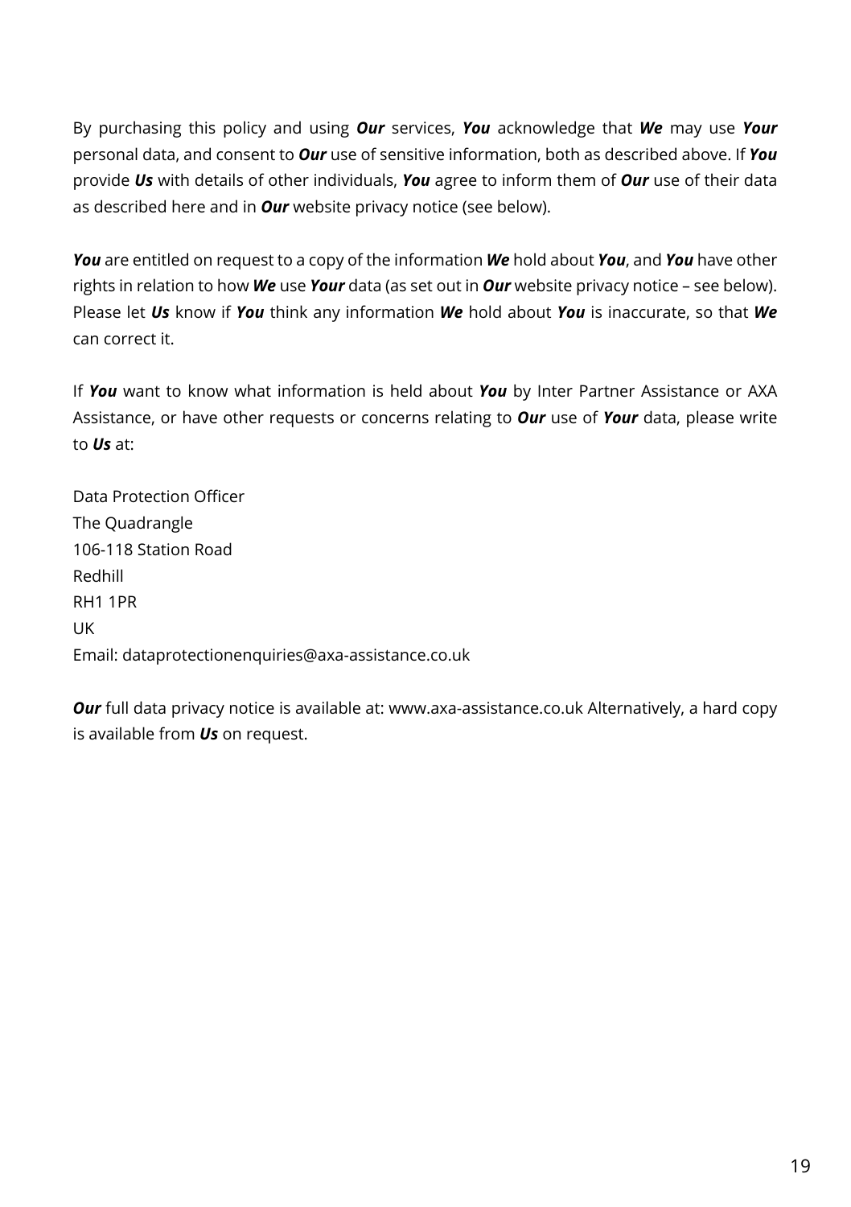By purchasing this policy and using ***Our*** services, ***You*** acknowledge that ***We*** may use ***Your*** personal data, and consent to ***Our*** use of sensitive information, both as described above. If ***You*** provide ***Us*** with details of other individuals, ***You*** agree to inform them of ***Our*** use of their data as described here and in ***Our*** website privacy notice (see below).

***You*** are entitled on request to a copy of the information ***We*** hold about ***You***, and ***You*** have other rights in relation to how ***We*** use ***Your*** data (as set out in ***Our*** website privacy notice – see below). Please let ***Us*** know if ***You*** think any information ***We*** hold about ***You*** is inaccurate, so that ***We*** can correct it.

If ***You*** want to know what information is held about ***You*** by Inter Partner Assistance or AXA Assistance, or have other requests or concerns relating to ***Our*** use of ***Your*** data, please write to ***Us*** at:

Data Protection Officer
The Quadrangle
106-118 Station Road
Redhill
RH1 1PR
UK
Email: dataprotectionenquiries@axa-assistance.co.uk

***Our*** full data privacy notice is available at: www.axa-assistance.co.uk Alternatively, a hard copy is available from ***Us*** on request.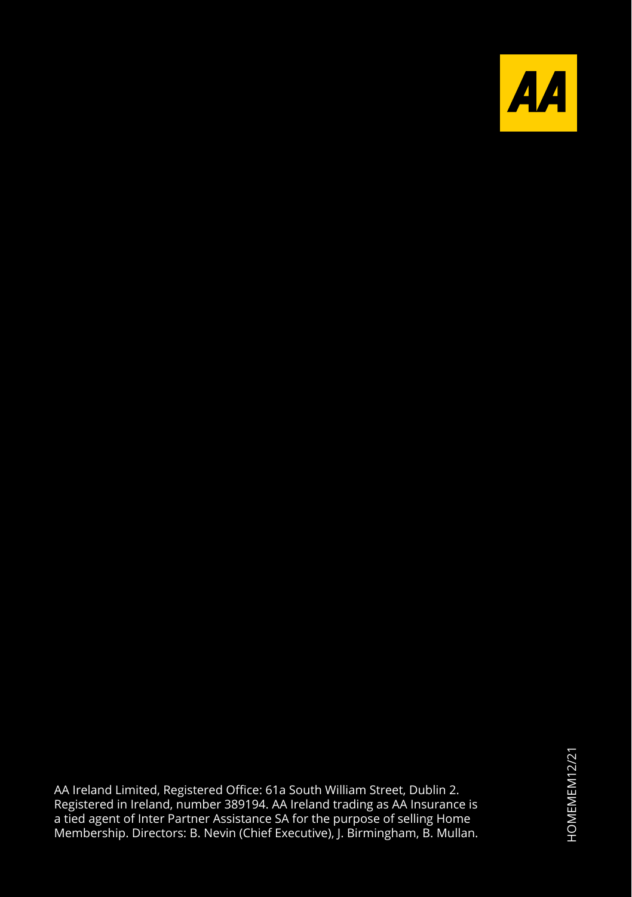AA Ireland Limited, Registered Office: 61a South William Street, Dublin 2. Registered in Ireland, number 389194. AA Ireland trading as AA Insurance is a tied agent of Inter Partner Assistance SA for the purpose of selling Home Membership. Directors: B. Nevin (Chief Executive), J. Birmingham, B. Mullan.

HOMEMEM12/21